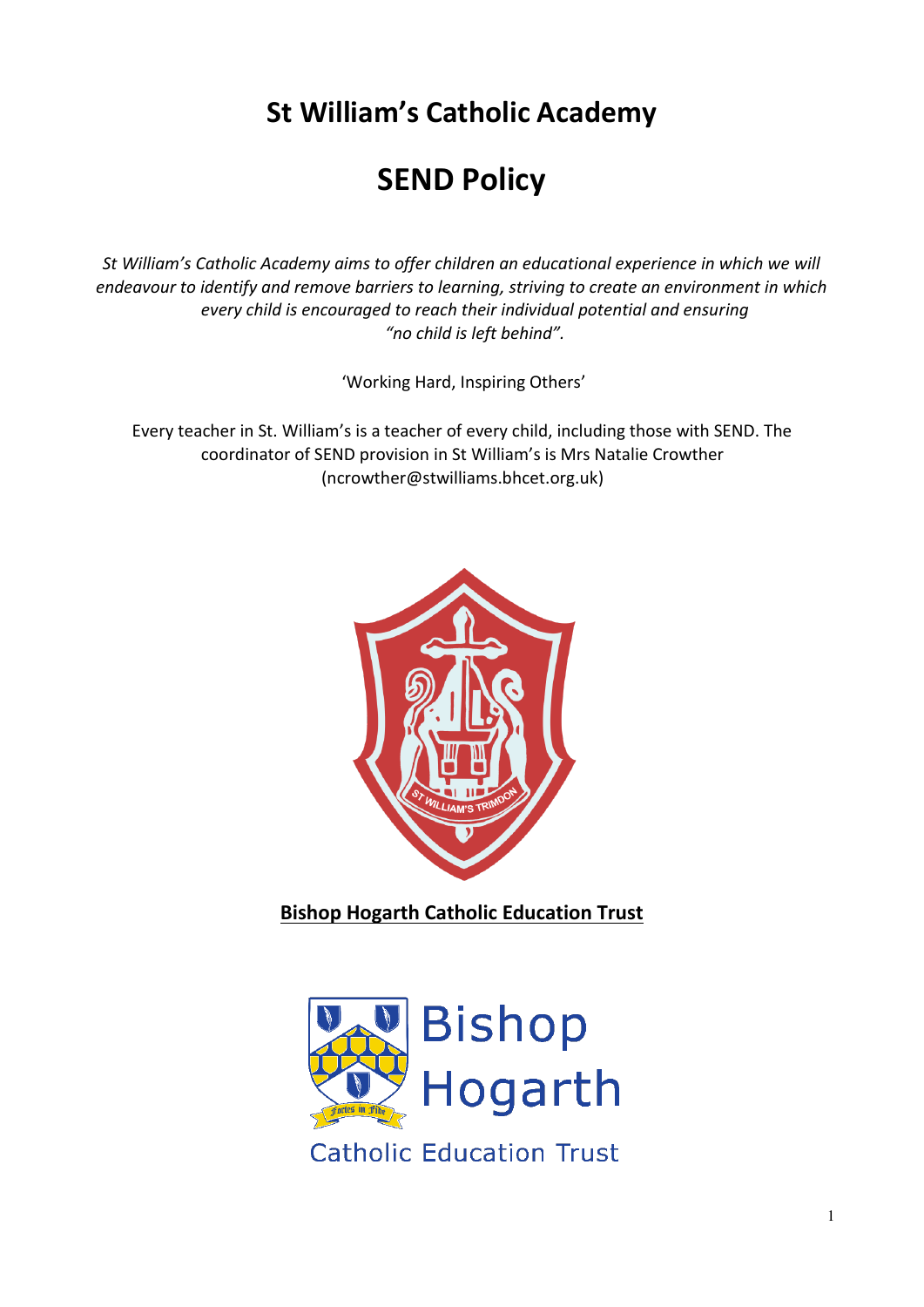# St William's Catholic Academy

# SEND Policy

*St William's Catholic Academy aims to offer children an educational experience in which we will endeavour to identify and remove barriers to learning, striving to create an environment in which every child is encouraged to reach their individual potential and ensuring "no child is left behind".*

'Working Hard, Inspiring Others'

Every teacher in St. William's is a teacher of every child, including those with SEND. The coordinator of SEND provision in St William's is Mrs Natalie Crowther (ncrowther@stwilliams.bhcet.org.uk)

**Bishop Hogarth Catholic Education Trust**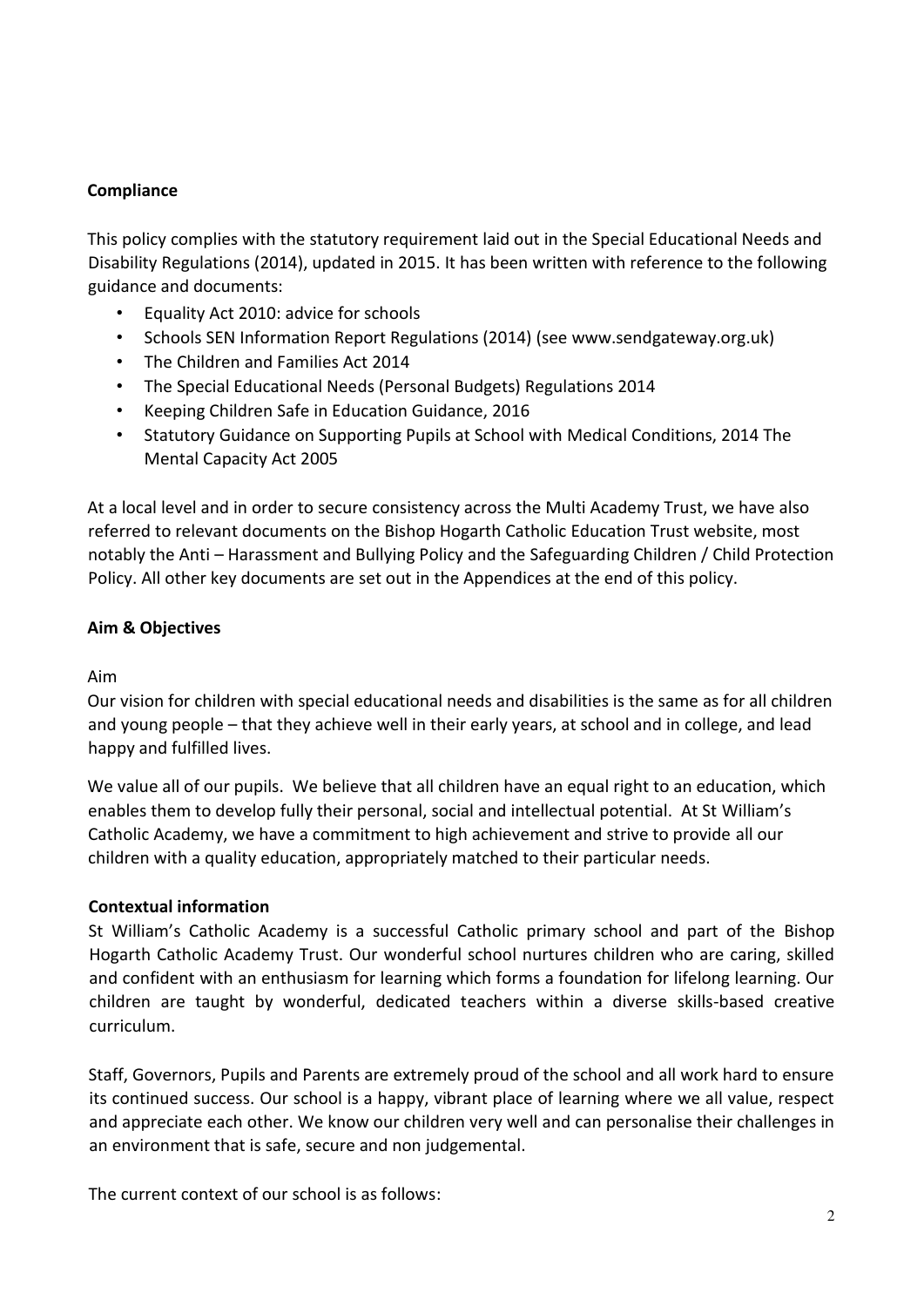## Compliance

This policy complies with the statutory requirement laid out in the Special Educational Needs and Disability Regulations (2014), updated in 2015. It has been written with reference to the following guidance and documents:

- Equality Act 2010: advice for schools
- Schools SEN Information Report Regulations (2014) (see www.sendgateway.org.uk)
- The Children and Families Act 2014
- The Special Educational Needs (Personal Budgets) Regulations 2014
- Keeping Children Safe in Education Guidance, 2016
- Statutory Guidance on Supporting Pupils at School with Medical Conditions, 2014 The Mental Capacity Act 2005

At a local level and in order to secure consistency across the Multi Academy Trust, we have also referred to relevant documents on the Bishop Hogarth Catholic Education Trust website, most notably the Anti – Harassment and Bullying Policy and the Safeguarding Children / Child Protection Policy. All other key documents are set out in the Appendices at the end of this policy.

## Aim & Objectives

Aim

Our vision for children with special educational needs and disabilities is the same as for all children and young people – that they achieve well in their early years, at school and in college, and lead happy and fulfilled lives.

We value all of our pupils. We believe that all children have an equal right to an education, which enables them to develop fully their personal, social and intellectual potential. At St William's Catholic Academy, we have a commitment to high achievement and strive to provide all our children with a quality education, appropriately matched to their particular needs.

## Contextual information

St William's Catholic Academy is a successful Catholic primary school and part of the Bishop Hogarth Catholic Academy Trust. Our wonderful school nurtures children who are caring, skilled and confident with an enthusiasm for learning which forms a foundation for lifelong learning. Our children are taught by wonderful, dedicated teachers within a diverse skills-based creative curriculum.

Staff, Governors, Pupils and Parents are extremely proud of the school and all work hard to ensure its continued success. Our school is a happy, vibrant place of learning where we all value, respect and appreciate each other. We know our children very well and can personalise their challenges in an environment that is safe, secure and non judgemental.

The current context of our school is as follows: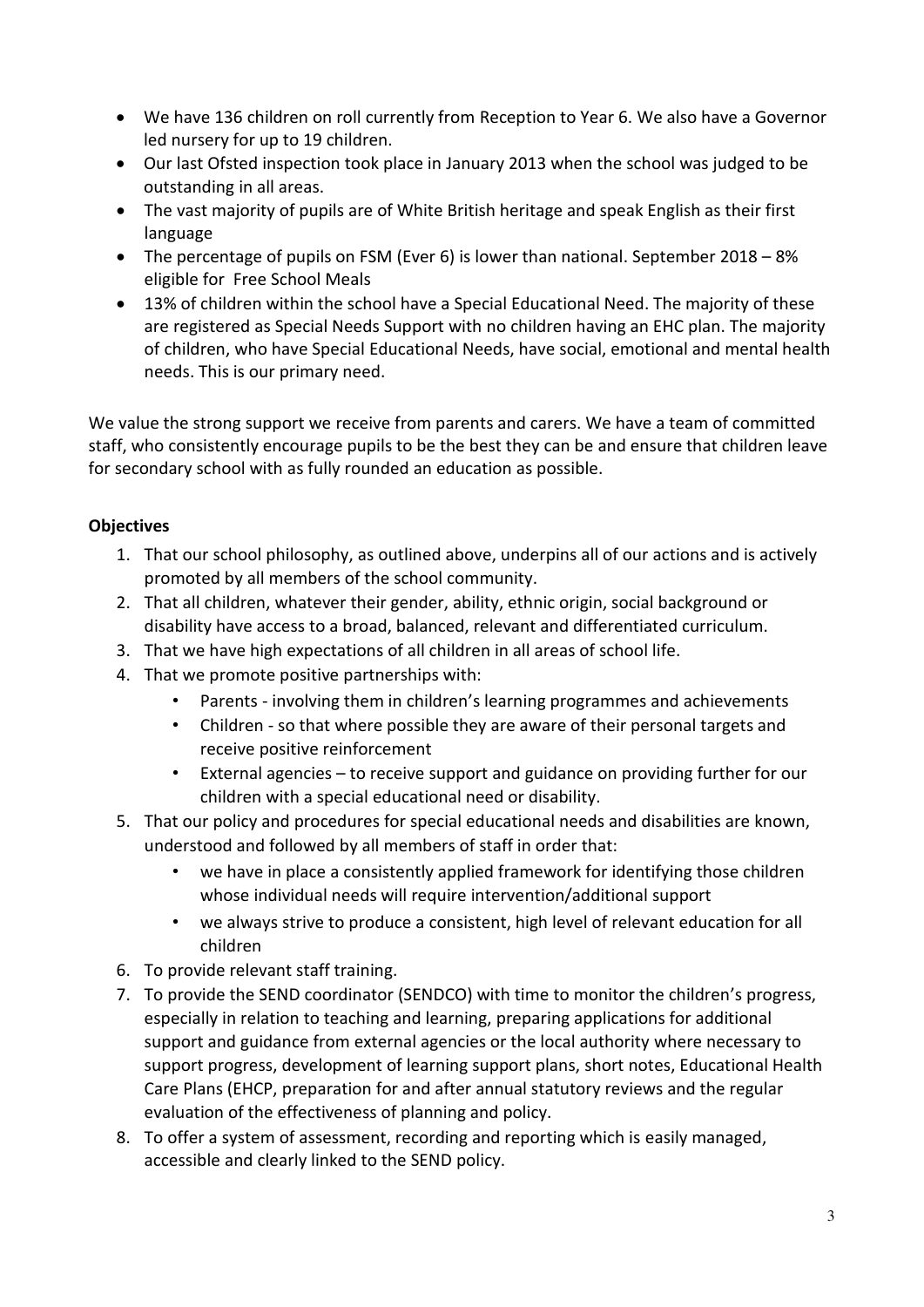- We have 136 children on roll currently from Reception to Year 6. We also have a Governor led nursery for up to 19 children.
- Our last Ofsted inspection took place in January 2013 when the school was judged to be outstanding in all areas.
- The vast majority of pupils are of White British heritage and speak English as their first language
- The percentage of pupils on FSM (Ever 6) is lower than national. September 2018 – 8% eligible for Free School Meals
- 13% of children within the school have a Special Educational Need. The majority of these are registered as Special Needs Support with no children having an EHC plan. The majority of children, who have Special Educational Needs, have social, emotional and mental health needs. This is our primary need.

We value the strong support we receive from parents and carers. We have a team of committed staff, who consistently encourage pupils to be the best they can be and ensure that children leave for secondary school with as fully rounded an education as possible.

**Objectives**

1. That our school philosophy, as outlined above, underpins all of our actions and is actively promoted by all members of the school community.
2. That all children, whatever their gender, ability, ethnic origin, social background or disability have access to a broad, balanced, relevant and differentiated curriculum.
3. That we have high expectations of all children in all areas of school life.
4. That we promote positive partnerships with:
   - Parents - involving them in children's learning programmes and achievements
   - Children - so that where possible they are aware of their personal targets and receive positive reinforcement
   - External agencies – to receive support and guidance on providing further for our children with a special educational need or disability.
5. That our policy and procedures for special educational needs and disabilities are known, understood and followed by all members of staff in order that:
   - we have in place a consistently applied framework for identifying those children whose individual needs will require intervention/additional support
   - we always strive to produce a consistent, high level of relevant education for all children
6. To provide relevant staff training.
7. To provide the SEND coordinator (SENDCO) with time to monitor the children's progress, especially in relation to teaching and learning, preparing applications for additional support and guidance from external agencies or the local authority where necessary to support progress, development of learning support plans, short notes, Educational Health Care Plans (EHCP, preparation for and after annual statutory reviews and the regular evaluation of the effectiveness of planning and policy.
8. To offer a system of assessment, recording and reporting which is easily managed, accessible and clearly linked to the SEND policy.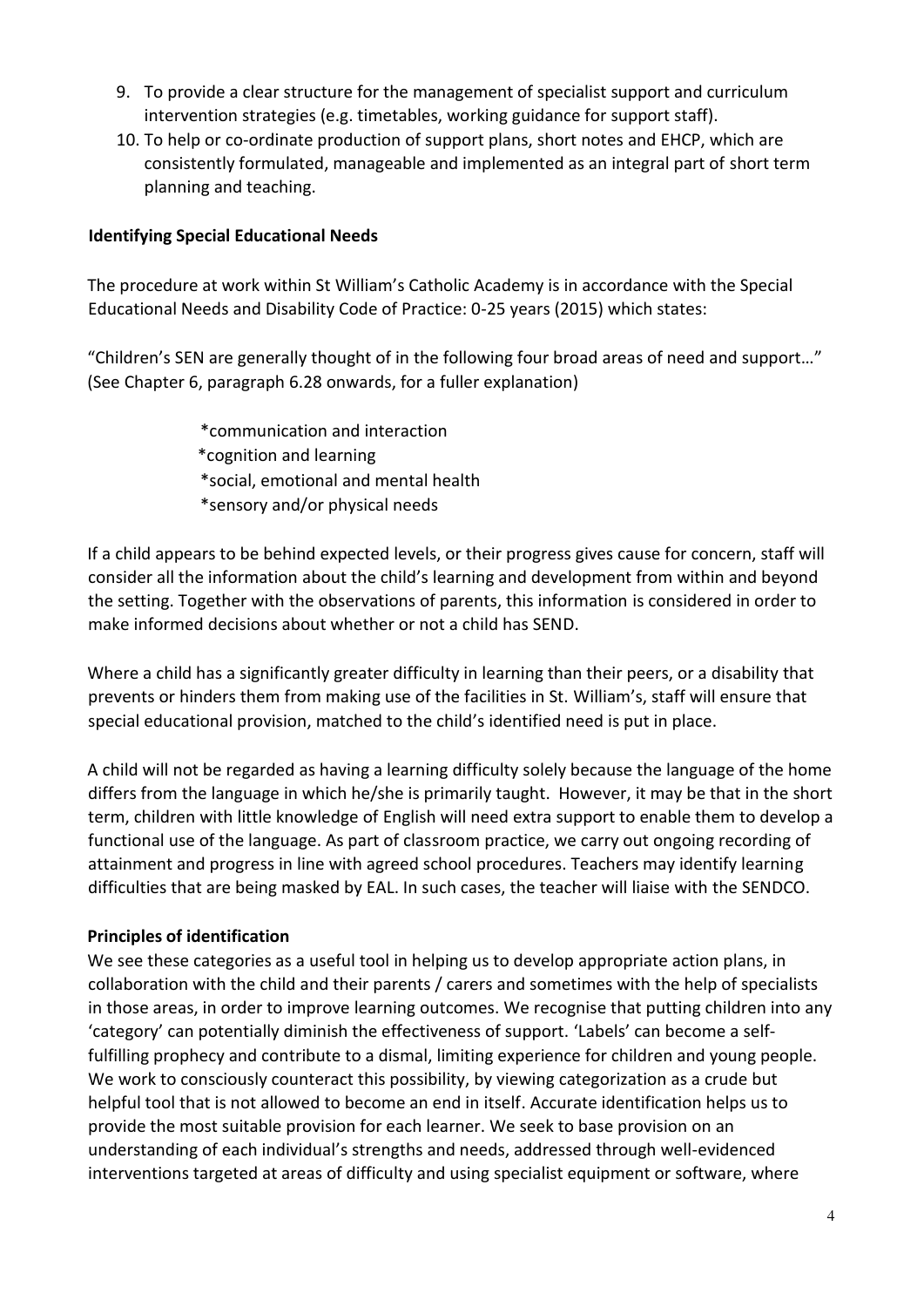9. To provide a clear structure for the management of specialist support and curriculum intervention strategies (e.g. timetables, working guidance for support staff).
10. To help or co-ordinate production of support plans, short notes and EHCP, which are consistently formulated, manageable and implemented as an integral part of short term planning and teaching.

**Identifying Special Educational Needs**

The procedure at work within St William's Catholic Academy is in accordance with the Special Educational Needs and Disability Code of Practice: 0-25 years (2015) which states:

"Children's SEN are generally thought of in the following four broad areas of need and support…" (See Chapter 6, paragraph 6.28 onwards, for a fuller explanation)

- *communication and interaction
- *cognition and learning
- *social, emotional and mental health
- *sensory and/or physical needs

If a child appears to be behind expected levels, or their progress gives cause for concern, staff will consider all the information about the child's learning and development from within and beyond the setting. Together with the observations of parents, this information is considered in order to make informed decisions about whether or not a child has SEND.

Where a child has a significantly greater difficulty in learning than their peers, or a disability that prevents or hinders them from making use of the facilities in St. William's, staff will ensure that special educational provision, matched to the child's identified need is put in place.

A child will not be regarded as having a learning difficulty solely because the language of the home differs from the language in which he/she is primarily taught. However, it may be that in the short term, children with little knowledge of English will need extra support to enable them to develop a functional use of the language. As part of classroom practice, we carry out ongoing recording of attainment and progress in line with agreed school procedures. Teachers may identify learning difficulties that are being masked by EAL. In such cases, the teacher will liaise with the SENDCO.

**Principles of identification**

We see these categories as a useful tool in helping us to develop appropriate action plans, in collaboration with the child and their parents / carers and sometimes with the help of specialists in those areas, in order to improve learning outcomes. We recognise that putting children into any 'category' can potentially diminish the effectiveness of support. 'Labels' can become a self-fulfilling prophecy and contribute to a dismal, limiting experience for children and young people. We work to consciously counteract this possibility, by viewing categorization as a crude but helpful tool that is not allowed to become an end in itself. Accurate identification helps us to provide the most suitable provision for each learner. We seek to base provision on an understanding of each individual's strengths and needs, addressed through well-evidenced interventions targeted at areas of difficulty and using specialist equipment or software, where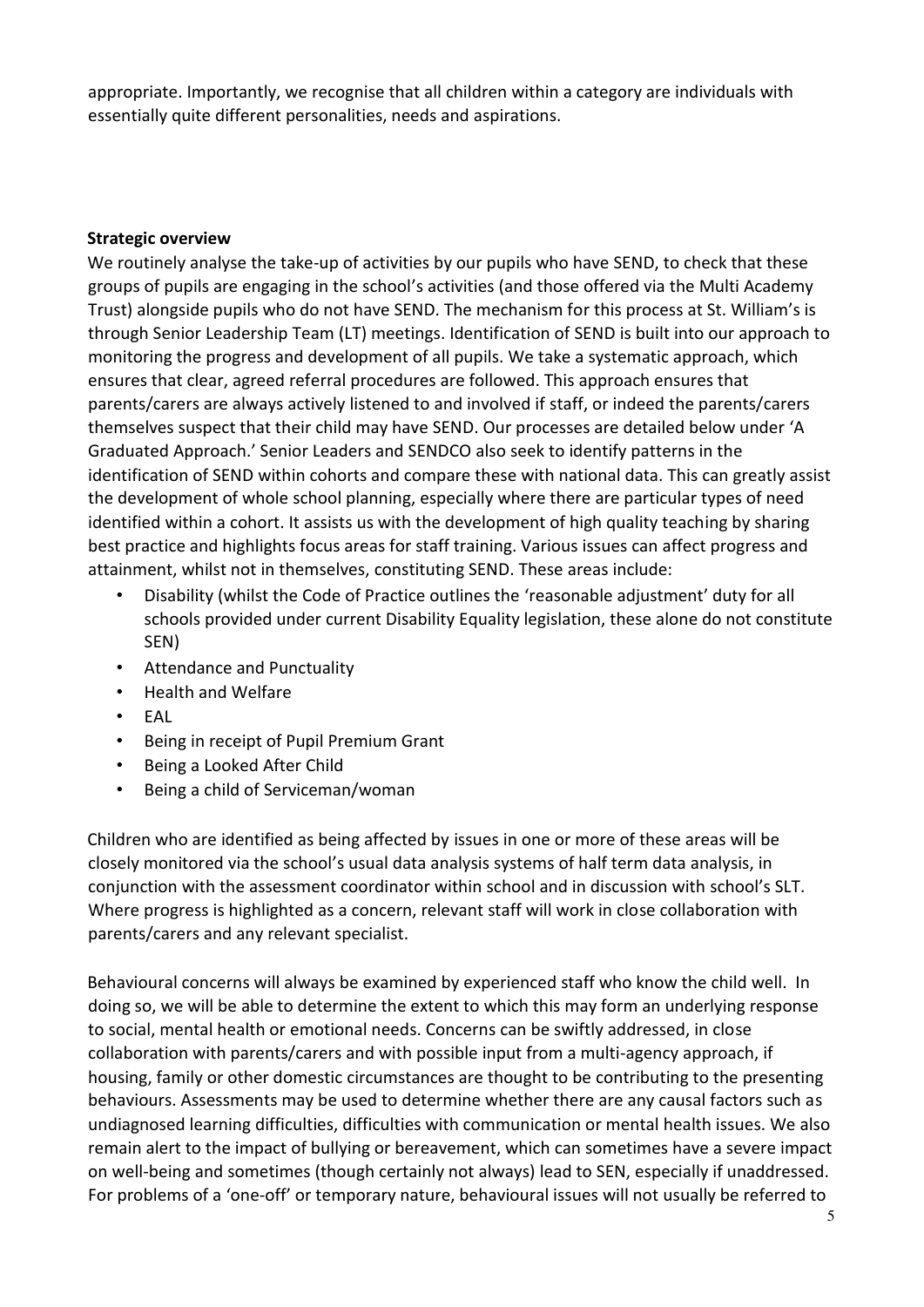appropriate. Importantly, we recognise that all children within a category are individuals with essentially quite different personalities, needs and aspirations.

**Strategic overview**

We routinely analyse the take-up of activities by our pupils who have SEND, to check that these groups of pupils are engaging in the school's activities (and those offered via the Multi Academy Trust) alongside pupils who do not have SEND. The mechanism for this process at St. William's is through Senior Leadership Team (LT) meetings. Identification of SEND is built into our approach to monitoring the progress and development of all pupils. We take a systematic approach, which ensures that clear, agreed referral procedures are followed. This approach ensures that parents/carers are always actively listened to and involved if staff, or indeed the parents/carers themselves suspect that their child may have SEND. Our processes are detailed below under 'A Graduated Approach.' Senior Leaders and SENDCO also seek to identify patterns in the identification of SEND within cohorts and compare these with national data. This can greatly assist the development of whole school planning, especially where there are particular types of need identified within a cohort. It assists us with the development of high quality teaching by sharing best practice and highlights focus areas for staff training. Various issues can affect progress and attainment, whilst not in themselves, constituting SEND. These areas include:

- Disability (whilst the Code of Practice outlines the 'reasonable adjustment' duty for all schools provided under current Disability Equality legislation, these alone do not constitute SEN)
- Attendance and Punctuality
- Health and Welfare
- EAL
- Being in receipt of Pupil Premium Grant
- Being a Looked After Child
- Being a child of Serviceman/woman

Children who are identified as being affected by issues in one or more of these areas will be closely monitored via the school's usual data analysis systems of half term data analysis, in conjunction with the assessment coordinator within school and in discussion with school's SLT. Where progress is highlighted as a concern, relevant staff will work in close collaboration with parents/carers and any relevant specialist.

Behavioural concerns will always be examined by experienced staff who know the child well. In doing so, we will be able to determine the extent to which this may form an underlying response to social, mental health or emotional needs. Concerns can be swiftly addressed, in close collaboration with parents/carers and with possible input from a multi-agency approach, if housing, family or other domestic circumstances are thought to be contributing to the presenting behaviours. Assessments may be used to determine whether there are any causal factors such as undiagnosed learning difficulties, difficulties with communication or mental health issues. We also remain alert to the impact of bullying or bereavement, which can sometimes have a severe impact on well-being and sometimes (though certainly not always) lead to SEN, especially if unaddressed. For problems of a 'one-off' or temporary nature, behavioural issues will not usually be referred to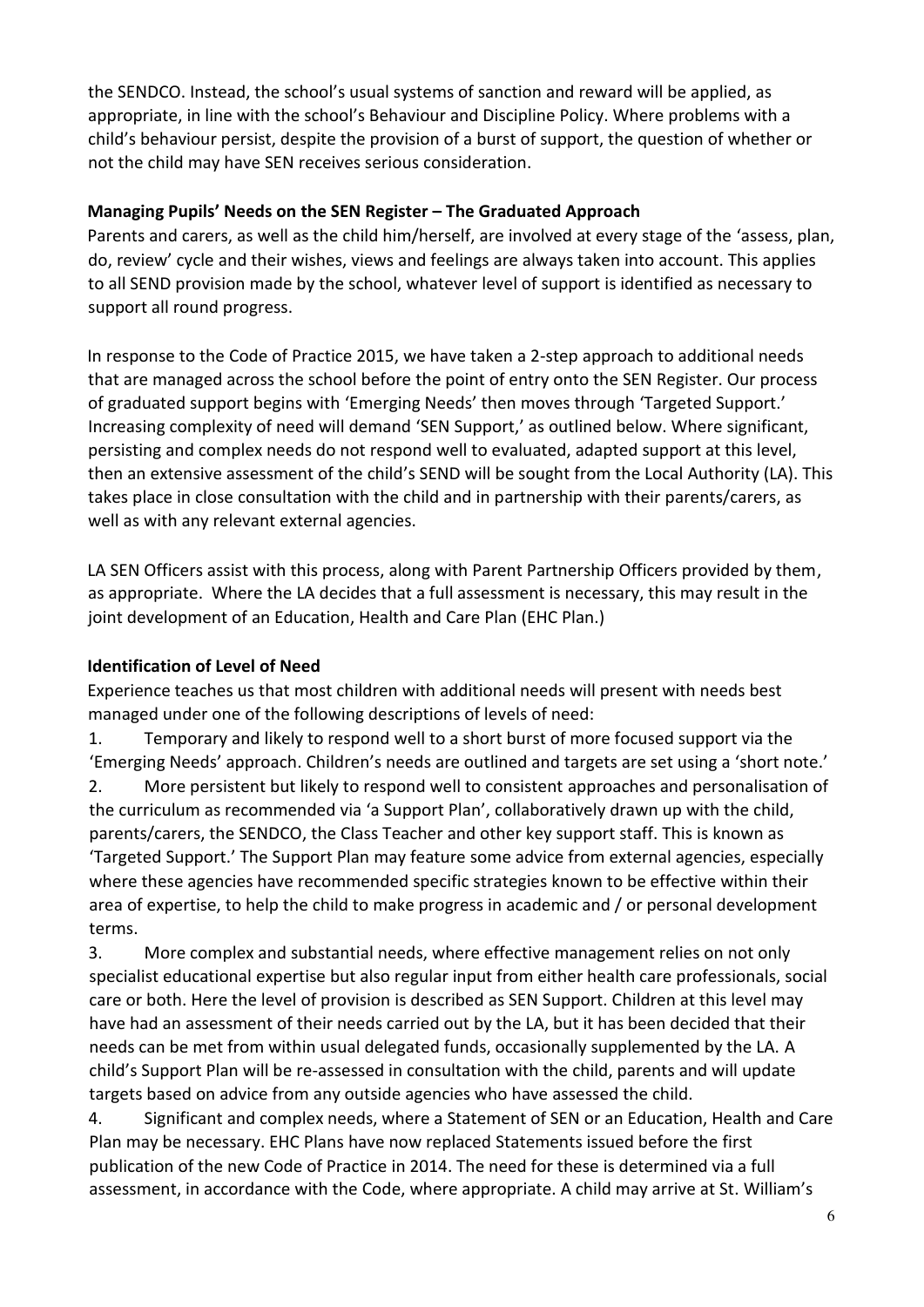the SENDCO. Instead, the school's usual systems of sanction and reward will be applied, as appropriate, in line with the school's Behaviour and Discipline Policy. Where problems with a child's behaviour persist, despite the provision of a burst of support, the question of whether or not the child may have SEN receives serious consideration.

**Managing Pupils' Needs on the SEN Register – The Graduated Approach**

Parents and carers, as well as the child him/herself, are involved at every stage of the 'assess, plan, do, review' cycle and their wishes, views and feelings are always taken into account. This applies to all SEND provision made by the school, whatever level of support is identified as necessary to support all round progress.

In response to the Code of Practice 2015, we have taken a 2-step approach to additional needs that are managed across the school before the point of entry onto the SEN Register. Our process of graduated support begins with 'Emerging Needs' then moves through 'Targeted Support.' Increasing complexity of need will demand 'SEN Support,' as outlined below. Where significant, persisting and complex needs do not respond well to evaluated, adapted support at this level, then an extensive assessment of the child's SEND will be sought from the Local Authority (LA). This takes place in close consultation with the child and in partnership with their parents/carers, as well as with any relevant external agencies.

LA SEN Officers assist with this process, along with Parent Partnership Officers provided by them, as appropriate. Where the LA decides that a full assessment is necessary, this may result in the joint development of an Education, Health and Care Plan (EHC Plan.)

**Identification of Level of Need**

Experience teaches us that most children with additional needs will present with needs best managed under one of the following descriptions of levels of need:

1. Temporary and likely to respond well to a short burst of more focused support via the 'Emerging Needs' approach. Children's needs are outlined and targets are set using a 'short note.'
2. More persistent but likely to respond well to consistent approaches and personalisation of the curriculum as recommended via 'a Support Plan', collaboratively drawn up with the child, parents/carers, the SENDCO, the Class Teacher and other key support staff. This is known as 'Targeted Support.' The Support Plan may feature some advice from external agencies, especially where these agencies have recommended specific strategies known to be effective within their area of expertise, to help the child to make progress in academic and / or personal development terms.
3. More complex and substantial needs, where effective management relies on not only specialist educational expertise but also regular input from either health care professionals, social care or both. Here the level of provision is described as SEN Support. Children at this level may have had an assessment of their needs carried out by the LA, but it has been decided that their needs can be met from within usual delegated funds, occasionally supplemented by the LA. A child's Support Plan will be re-assessed in consultation with the child, parents and will update targets based on advice from any outside agencies who have assessed the child.
4. Significant and complex needs, where a Statement of SEN or an Education, Health and Care Plan may be necessary. EHC Plans have now replaced Statements issued before the first publication of the new Code of Practice in 2014. The need for these is determined via a full assessment, in accordance with the Code, where appropriate. A child may arrive at St. William's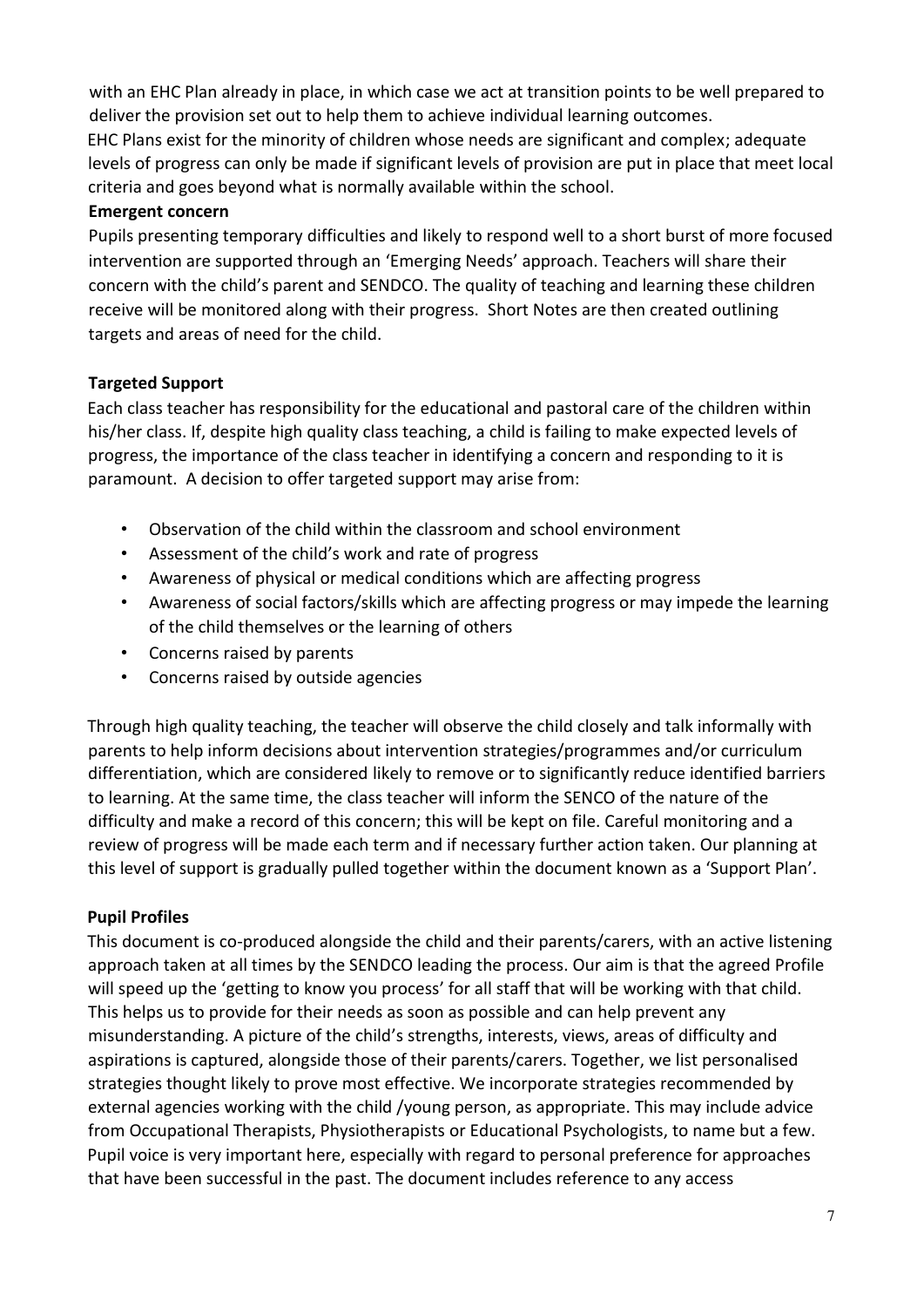with an EHC Plan already in place, in which case we act at transition points to be well prepared to deliver the provision set out to help them to achieve individual learning outcomes.

EHC Plans exist for the minority of children whose needs are significant and complex; adequate levels of progress can only be made if significant levels of provision are put in place that meet local criteria and goes beyond what is normally available within the school.

**Emergent concern**

Pupils presenting temporary difficulties and likely to respond well to a short burst of more focused intervention are supported through an 'Emerging Needs' approach. Teachers will share their concern with the child's parent and SENDCO. The quality of teaching and learning these children receive will be monitored along with their progress. Short Notes are then created outlining targets and areas of need for the child.

**Targeted Support**

Each class teacher has responsibility for the educational and pastoral care of the children within his/her class. If, despite high quality class teaching, a child is failing to make expected levels of progress, the importance of the class teacher in identifying a concern and responding to it is paramount. A decision to offer targeted support may arise from:

- Observation of the child within the classroom and school environment
- Assessment of the child's work and rate of progress
- Awareness of physical or medical conditions which are affecting progress
- Awareness of social factors/skills which are affecting progress or may impede the learning of the child themselves or the learning of others
- Concerns raised by parents
- Concerns raised by outside agencies

Through high quality teaching, the teacher will observe the child closely and talk informally with parents to help inform decisions about intervention strategies/programmes and/or curriculum differentiation, which are considered likely to remove or to significantly reduce identified barriers to learning. At the same time, the class teacher will inform the SENCO of the nature of the difficulty and make a record of this concern; this will be kept on file. Careful monitoring and a review of progress will be made each term and if necessary further action taken. Our planning at this level of support is gradually pulled together within the document known as a 'Support Plan'.

**Pupil Profiles**

This document is co-produced alongside the child and their parents/carers, with an active listening approach taken at all times by the SENDCO leading the process. Our aim is that the agreed Profile will speed up the 'getting to know you process' for all staff that will be working with that child. This helps us to provide for their needs as soon as possible and can help prevent any misunderstanding. A picture of the child's strengths, interests, views, areas of difficulty and aspirations is captured, alongside those of their parents/carers. Together, we list personalised strategies thought likely to prove most effective. We incorporate strategies recommended by external agencies working with the child /young person, as appropriate. This may include advice from Occupational Therapists, Physiotherapists or Educational Psychologists, to name but a few. Pupil voice is very important here, especially with regard to personal preference for approaches that have been successful in the past. The document includes reference to any access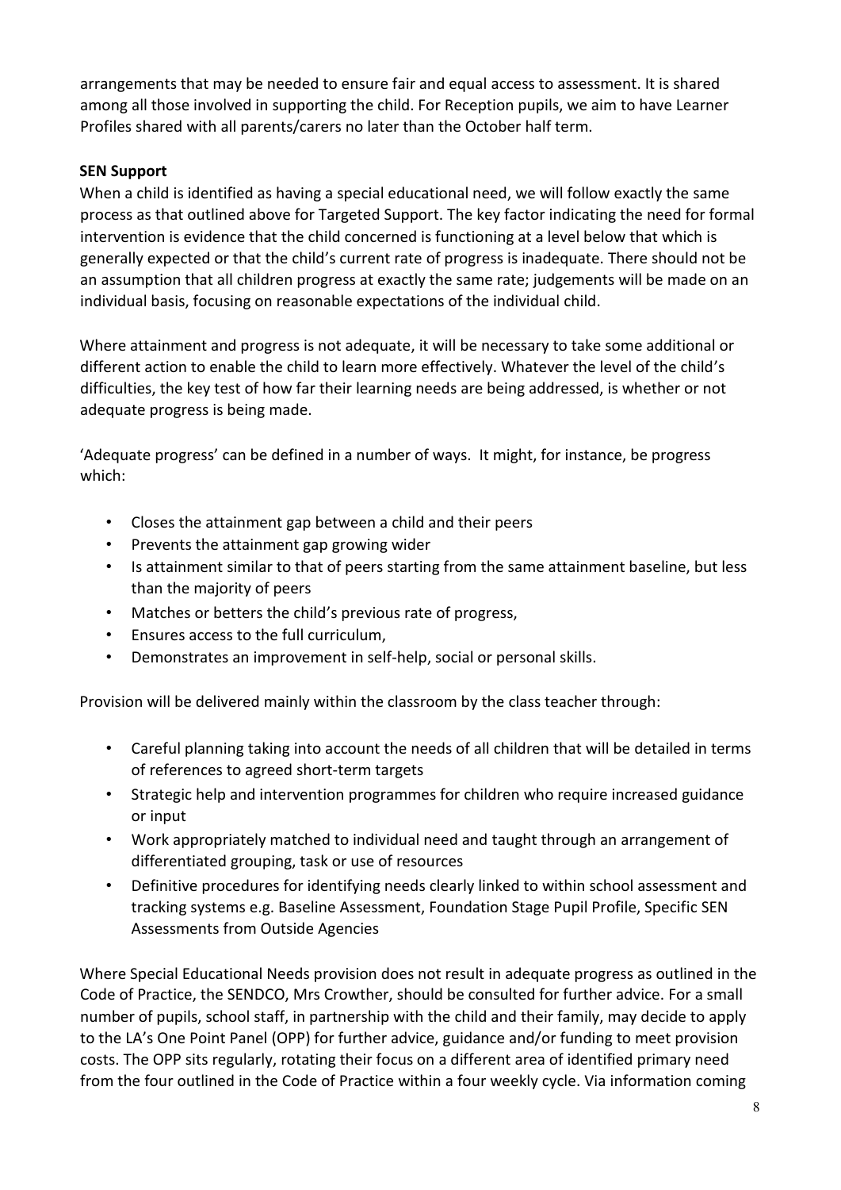arrangements that may be needed to ensure fair and equal access to assessment. It is shared among all those involved in supporting the child. For Reception pupils, we aim to have Learner Profiles shared with all parents/carers no later than the October half term.

**SEN Support**

When a child is identified as having a special educational need, we will follow exactly the same process as that outlined above for Targeted Support. The key factor indicating the need for formal intervention is evidence that the child concerned is functioning at a level below that which is generally expected or that the child's current rate of progress is inadequate. There should not be an assumption that all children progress at exactly the same rate; judgements will be made on an individual basis, focusing on reasonable expectations of the individual child.

Where attainment and progress is not adequate, it will be necessary to take some additional or different action to enable the child to learn more effectively. Whatever the level of the child's difficulties, the key test of how far their learning needs are being addressed, is whether or not adequate progress is being made.

'Adequate progress' can be defined in a number of ways. It might, for instance, be progress which:

- Closes the attainment gap between a child and their peers
- Prevents the attainment gap growing wider
- Is attainment similar to that of peers starting from the same attainment baseline, but less than the majority of peers
- Matches or betters the child's previous rate of progress,
- Ensures access to the full curriculum,
- Demonstrates an improvement in self-help, social or personal skills.

Provision will be delivered mainly within the classroom by the class teacher through:

- Careful planning taking into account the needs of all children that will be detailed in terms of references to agreed short-term targets
- Strategic help and intervention programmes for children who require increased guidance or input
- Work appropriately matched to individual need and taught through an arrangement of differentiated grouping, task or use of resources
- Definitive procedures for identifying needs clearly linked to within school assessment and tracking systems e.g. Baseline Assessment, Foundation Stage Pupil Profile, Specific SEN Assessments from Outside Agencies

Where Special Educational Needs provision does not result in adequate progress as outlined in the Code of Practice, the SENDCO, Mrs Crowther, should be consulted for further advice. For a small number of pupils, school staff, in partnership with the child and their family, may decide to apply to the LA's One Point Panel (OPP) for further advice, guidance and/or funding to meet provision costs. The OPP sits regularly, rotating their focus on a different area of identified primary need from the four outlined in the Code of Practice within a four weekly cycle. Via information coming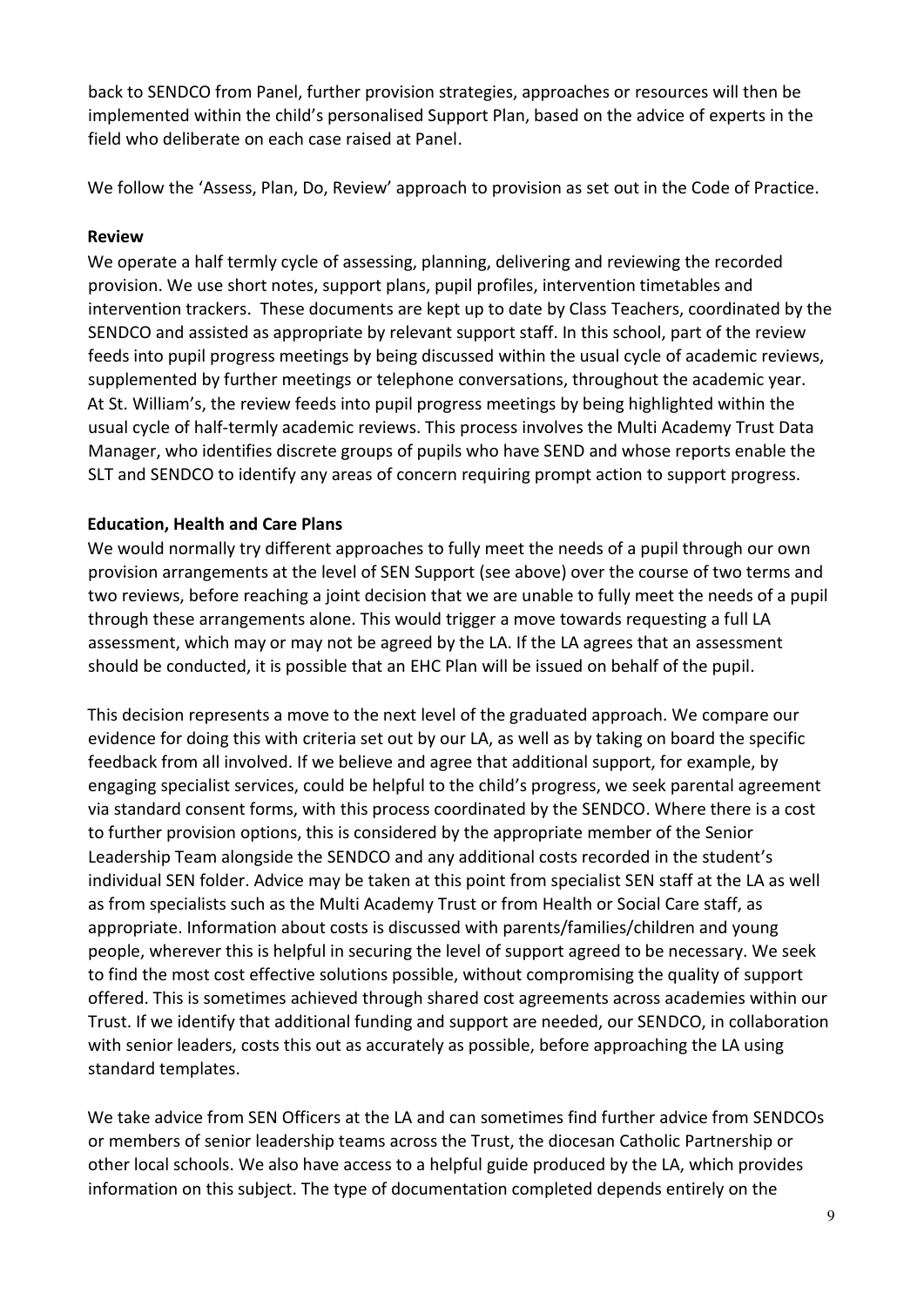back to SENDCO from Panel, further provision strategies, approaches or resources will then be implemented within the child's personalised Support Plan, based on the advice of experts in the field who deliberate on each case raised at Panel.

We follow the 'Assess, Plan, Do, Review' approach to provision as set out in the Code of Practice.

**Review**

We operate a half termly cycle of assessing, planning, delivering and reviewing the recorded provision. We use short notes, support plans, pupil profiles, intervention timetables and intervention trackers. These documents are kept up to date by Class Teachers, coordinated by the SENDCO and assisted as appropriate by relevant support staff. In this school, part of the review feeds into pupil progress meetings by being discussed within the usual cycle of academic reviews, supplemented by further meetings or telephone conversations, throughout the academic year. At St. William's, the review feeds into pupil progress meetings by being highlighted within the usual cycle of half-termly academic reviews. This process involves the Multi Academy Trust Data Manager, who identifies discrete groups of pupils who have SEND and whose reports enable the SLT and SENDCO to identify any areas of concern requiring prompt action to support progress.

**Education, Health and Care Plans**

We would normally try different approaches to fully meet the needs of a pupil through our own provision arrangements at the level of SEN Support (see above) over the course of two terms and two reviews, before reaching a joint decision that we are unable to fully meet the needs of a pupil through these arrangements alone. This would trigger a move towards requesting a full LA assessment, which may or may not be agreed by the LA. If the LA agrees that an assessment should be conducted, it is possible that an EHC Plan will be issued on behalf of the pupil.

This decision represents a move to the next level of the graduated approach. We compare our evidence for doing this with criteria set out by our LA, as well as by taking on board the specific feedback from all involved. If we believe and agree that additional support, for example, by engaging specialist services, could be helpful to the child's progress, we seek parental agreement via standard consent forms, with this process coordinated by the SENDCO. Where there is a cost to further provision options, this is considered by the appropriate member of the Senior Leadership Team alongside the SENDCO and any additional costs recorded in the student's individual SEN folder. Advice may be taken at this point from specialist SEN staff at the LA as well as from specialists such as the Multi Academy Trust or from Health or Social Care staff, as appropriate. Information about costs is discussed with parents/families/children and young people, wherever this is helpful in securing the level of support agreed to be necessary. We seek to find the most cost effective solutions possible, without compromising the quality of support offered. This is sometimes achieved through shared cost agreements across academies within our Trust. If we identify that additional funding and support are needed, our SENDCO, in collaboration with senior leaders, costs this out as accurately as possible, before approaching the LA using standard templates.

We take advice from SEN Officers at the LA and can sometimes find further advice from SENDCOs or members of senior leadership teams across the Trust, the diocesan Catholic Partnership or other local schools. We also have access to a helpful guide produced by the LA, which provides information on this subject. The type of documentation completed depends entirely on the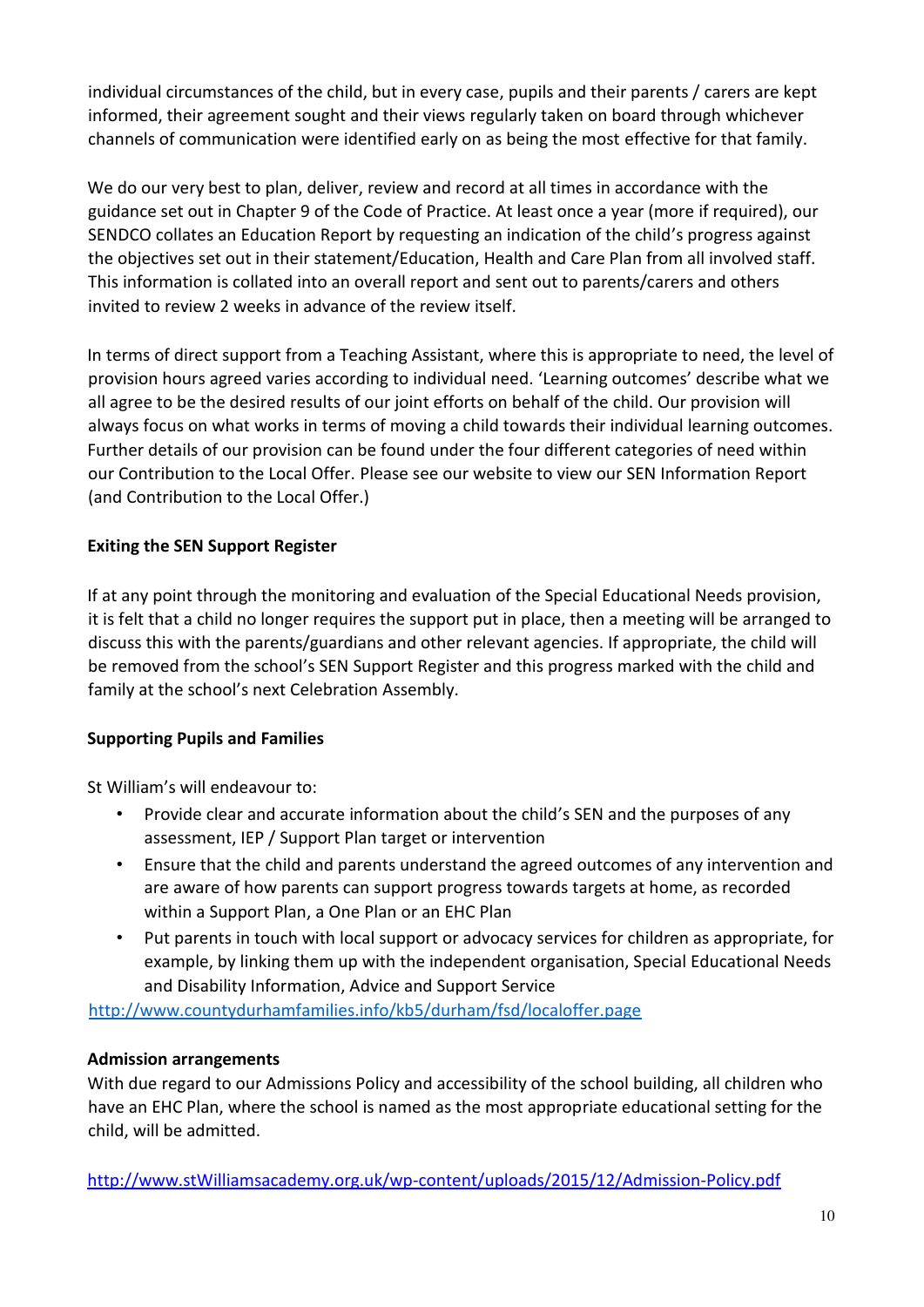individual circumstances of the child, but in every case, pupils and their parents / carers are kept informed, their agreement sought and their views regularly taken on board through whichever channels of communication were identified early on as being the most effective for that family.

We do our very best to plan, deliver, review and record at all times in accordance with the guidance set out in Chapter 9 of the Code of Practice. At least once a year (more if required), our SENDCO collates an Education Report by requesting an indication of the child's progress against the objectives set out in their statement/Education, Health and Care Plan from all involved staff. This information is collated into an overall report and sent out to parents/carers and others invited to review 2 weeks in advance of the review itself.

In terms of direct support from a Teaching Assistant, where this is appropriate to need, the level of provision hours agreed varies according to individual need. 'Learning outcomes' describe what we all agree to be the desired results of our joint efforts on behalf of the child. Our provision will always focus on what works in terms of moving a child towards their individual learning outcomes. Further details of our provision can be found under the four different categories of need within our Contribution to the Local Offer. Please see our website to view our SEN Information Report (and Contribution to the Local Offer.)

**Exiting the SEN Support Register**

If at any point through the monitoring and evaluation of the Special Educational Needs provision, it is felt that a child no longer requires the support put in place, then a meeting will be arranged to discuss this with the parents/guardians and other relevant agencies. If appropriate, the child will be removed from the school's SEN Support Register and this progress marked with the child and family at the school's next Celebration Assembly.

**Supporting Pupils and Families**

St William's will endeavour to:

- Provide clear and accurate information about the child's SEN and the purposes of any assessment, IEP / Support Plan target or intervention
- Ensure that the child and parents understand the agreed outcomes of any intervention and are aware of how parents can support progress towards targets at home, as recorded within a Support Plan, a One Plan or an EHC Plan
- Put parents in touch with local support or advocacy services for children as appropriate, for example, by linking them up with the independent organisation, Special Educational Needs and Disability Information, Advice and Support Service

http://www.countydurhamfamilies.info/kb5/durham/fsd/localoffer.page

**Admission arrangements**

With due regard to our Admissions Policy and accessibility of the school building, all children who have an EHC Plan, where the school is named as the most appropriate educational setting for the child, will be admitted.

http://www.stWilliamsacademy.org.uk/wp-content/uploads/2015/12/Admission-Policy.pdf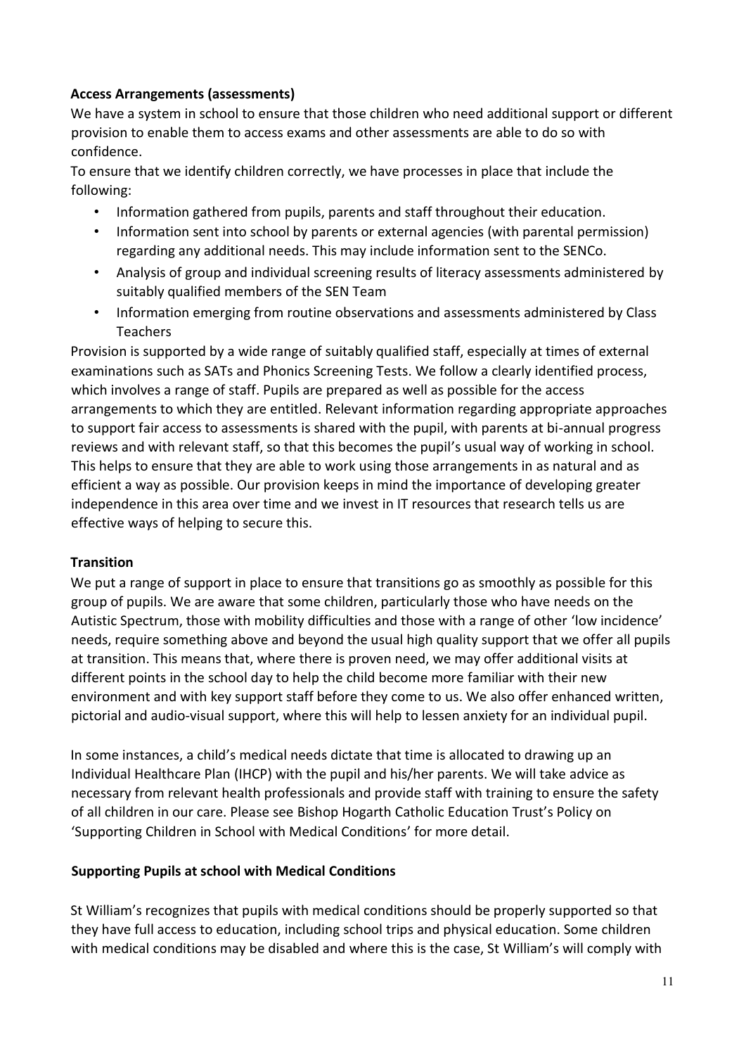**Access Arrangements (assessments)**

We have a system in school to ensure that those children who need additional support or different provision to enable them to access exams and other assessments are able to do so with confidence.

To ensure that we identify children correctly, we have processes in place that include the following:

- Information gathered from pupils, parents and staff throughout their education.
- Information sent into school by parents or external agencies (with parental permission) regarding any additional needs. This may include information sent to the SENCo.
- Analysis of group and individual screening results of literacy assessments administered by suitably qualified members of the SEN Team
- Information emerging from routine observations and assessments administered by Class Teachers

Provision is supported by a wide range of suitably qualified staff, especially at times of external examinations such as SATs and Phonics Screening Tests. We follow a clearly identified process, which involves a range of staff. Pupils are prepared as well as possible for the access arrangements to which they are entitled. Relevant information regarding appropriate approaches to support fair access to assessments is shared with the pupil, with parents at bi-annual progress reviews and with relevant staff, so that this becomes the pupil's usual way of working in school. This helps to ensure that they are able to work using those arrangements in as natural and as efficient a way as possible. Our provision keeps in mind the importance of developing greater independence in this area over time and we invest in IT resources that research tells us are effective ways of helping to secure this.

**Transition**

We put a range of support in place to ensure that transitions go as smoothly as possible for this group of pupils. We are aware that some children, particularly those who have needs on the Autistic Spectrum, those with mobility difficulties and those with a range of other 'low incidence' needs, require something above and beyond the usual high quality support that we offer all pupils at transition. This means that, where there is proven need, we may offer additional visits at different points in the school day to help the child become more familiar with their new environment and with key support staff before they come to us. We also offer enhanced written, pictorial and audio-visual support, where this will help to lessen anxiety for an individual pupil.

In some instances, a child's medical needs dictate that time is allocated to drawing up an Individual Healthcare Plan (IHCP) with the pupil and his/her parents. We will take advice as necessary from relevant health professionals and provide staff with training to ensure the safety of all children in our care. Please see Bishop Hogarth Catholic Education Trust's Policy on 'Supporting Children in School with Medical Conditions' for more detail.

**Supporting Pupils at school with Medical Conditions**

St William's recognizes that pupils with medical conditions should be properly supported so that they have full access to education, including school trips and physical education. Some children with medical conditions may be disabled and where this is the case, St William's will comply with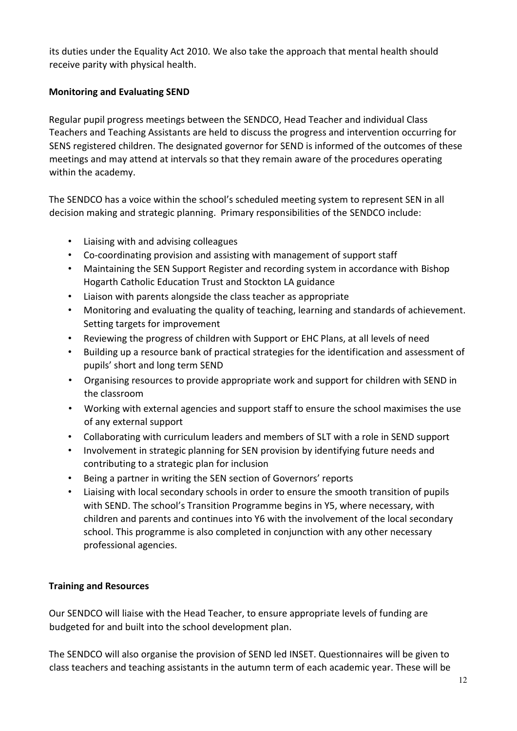its duties under the Equality Act 2010. We also take the approach that mental health should receive parity with physical health.

**Monitoring and Evaluating SEND**

Regular pupil progress meetings between the SENDCO, Head Teacher and individual Class Teachers and Teaching Assistants are held to discuss the progress and intervention occurring for SENS registered children. The designated governor for SEND is informed of the outcomes of these meetings and may attend at intervals so that they remain aware of the procedures operating within the academy.

The SENDCO has a voice within the school's scheduled meeting system to represent SEN in all decision making and strategic planning. Primary responsibilities of the SENDCO include:

- Liaising with and advising colleagues
- Co-coordinating provision and assisting with management of support staff
- Maintaining the SEN Support Register and recording system in accordance with Bishop Hogarth Catholic Education Trust and Stockton LA guidance
- Liaison with parents alongside the class teacher as appropriate
- Monitoring and evaluating the quality of teaching, learning and standards of achievement. Setting targets for improvement
- Reviewing the progress of children with Support or EHC Plans, at all levels of need
- Building up a resource bank of practical strategies for the identification and assessment of pupils' short and long term SEND
- Organising resources to provide appropriate work and support for children with SEND in the classroom
- Working with external agencies and support staff to ensure the school maximises the use of any external support
- Collaborating with curriculum leaders and members of SLT with a role in SEND support
- Involvement in strategic planning for SEN provision by identifying future needs and contributing to a strategic plan for inclusion
- Being a partner in writing the SEN section of Governors' reports
- Liaising with local secondary schools in order to ensure the smooth transition of pupils with SEND. The school's Transition Programme begins in Y5, where necessary, with children and parents and continues into Y6 with the involvement of the local secondary school. This programme is also completed in conjunction with any other necessary professional agencies.

**Training and Resources**

Our SENDCO will liaise with the Head Teacher, to ensure appropriate levels of funding are budgeted for and built into the school development plan.

The SENDCO will also organise the provision of SEND led INSET. Questionnaires will be given to class teachers and teaching assistants in the autumn term of each academic year. These will be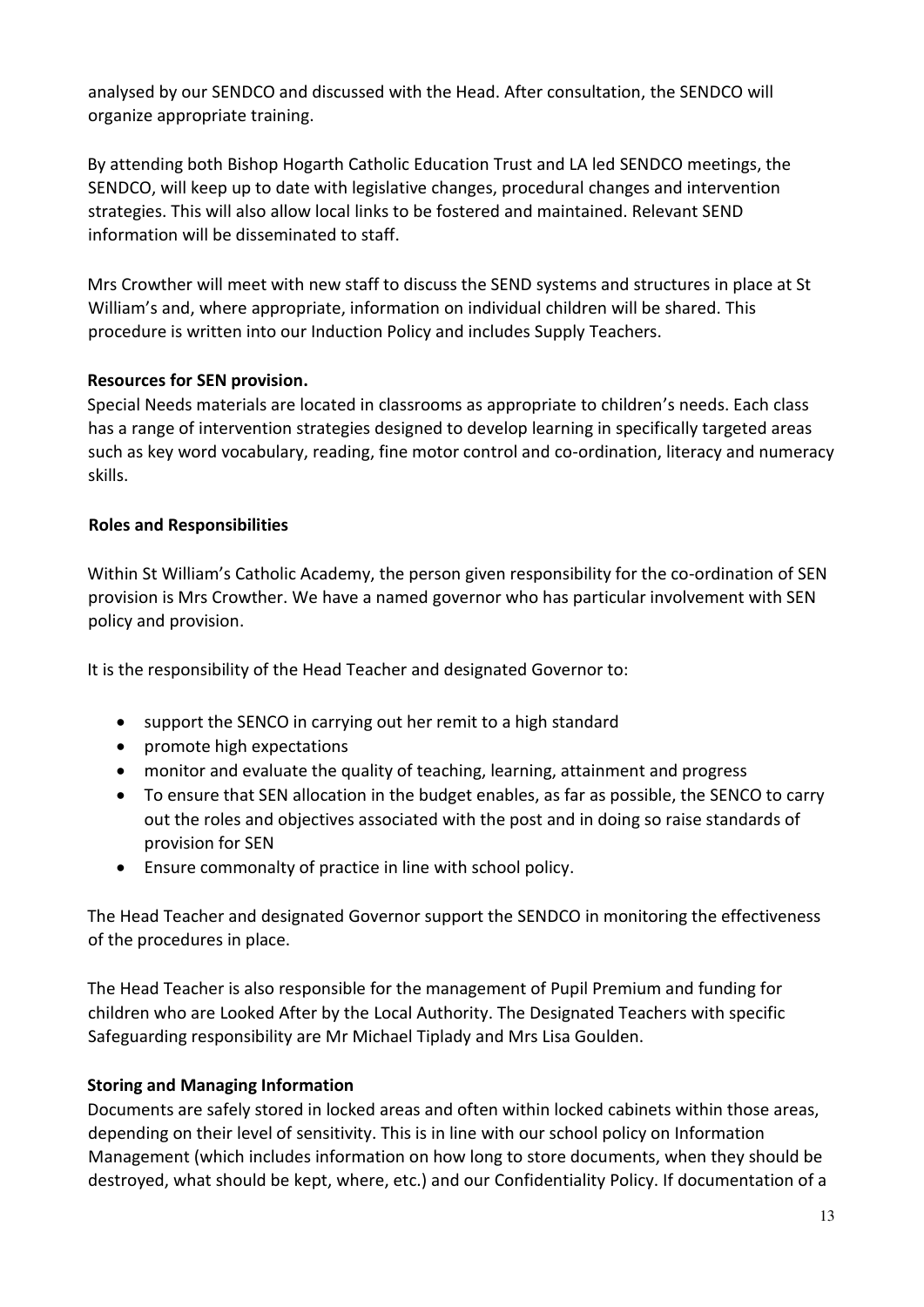analysed by our SENDCO and discussed with the Head. After consultation, the SENDCO will organize appropriate training.

By attending both Bishop Hogarth Catholic Education Trust and LA led SENDCO meetings, the SENDCO, will keep up to date with legislative changes, procedural changes and intervention strategies. This will also allow local links to be fostered and maintained. Relevant SEND information will be disseminated to staff.

Mrs Crowther will meet with new staff to discuss the SEND systems and structures in place at St William's and, where appropriate, information on individual children will be shared. This procedure is written into our Induction Policy and includes Supply Teachers.

**Resources for SEN provision.**

Special Needs materials are located in classrooms as appropriate to children's needs. Each class has a range of intervention strategies designed to develop learning in specifically targeted areas such as key word vocabulary, reading, fine motor control and co-ordination, literacy and numeracy skills.

**Roles and Responsibilities**

Within St William's Catholic Academy, the person given responsibility for the co-ordination of SEN provision is Mrs Crowther. We have a named governor who has particular involvement with SEN policy and provision.

It is the responsibility of the Head Teacher and designated Governor to:

- support the SENCO in carrying out her remit to a high standard
- promote high expectations
- monitor and evaluate the quality of teaching, learning, attainment and progress
- To ensure that SEN allocation in the budget enables, as far as possible, the SENCO to carry out the roles and objectives associated with the post and in doing so raise standards of provision for SEN
- Ensure commonalty of practice in line with school policy.

The Head Teacher and designated Governor support the SENDCO in monitoring the effectiveness of the procedures in place.

The Head Teacher is also responsible for the management of Pupil Premium and funding for children who are Looked After by the Local Authority. The Designated Teachers with specific Safeguarding responsibility are Mr Michael Tiplady and Mrs Lisa Goulden.

**Storing and Managing Information**

Documents are safely stored in locked areas and often within locked cabinets within those areas, depending on their level of sensitivity. This is in line with our school policy on Information Management (which includes information on how long to store documents, when they should be destroyed, what should be kept, where, etc.) and our Confidentiality Policy. If documentation of a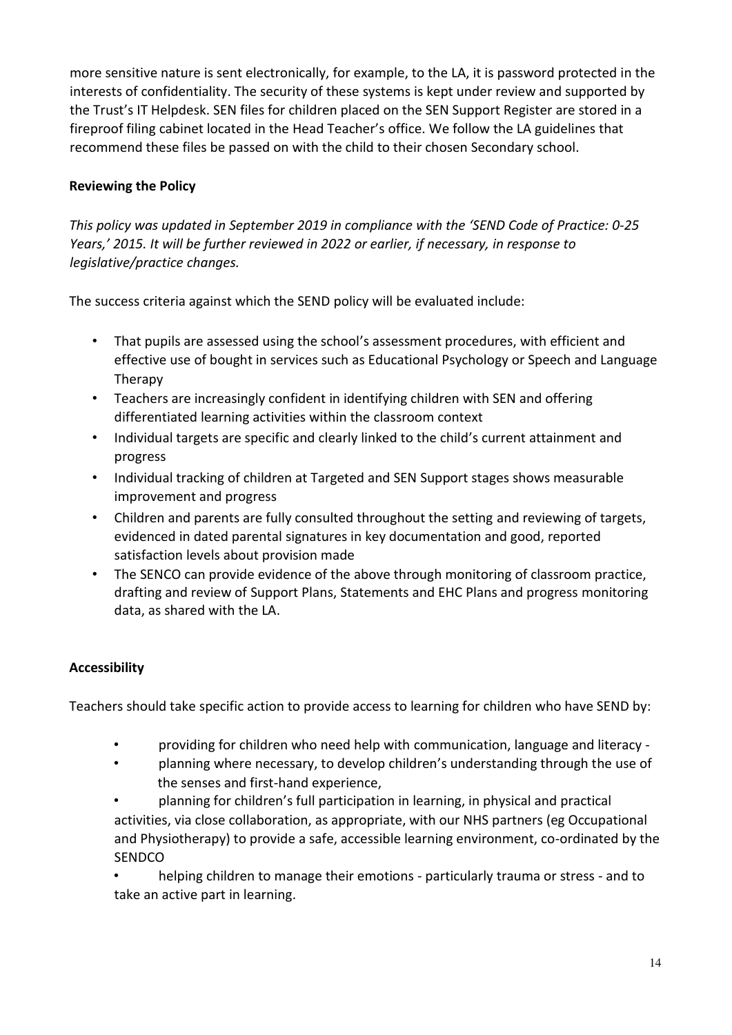more sensitive nature is sent electronically, for example, to the LA, it is password protected in the interests of confidentiality. The security of these systems is kept under review and supported by the Trust's IT Helpdesk. SEN files for children placed on the SEN Support Register are stored in a fireproof filing cabinet located in the Head Teacher's office. We follow the LA guidelines that recommend these files be passed on with the child to their chosen Secondary school.

**Reviewing the Policy**

*This policy was updated in September 2019 in compliance with the 'SEND Code of Practice: 0-25 Years,' 2015. It will be further reviewed in 2022 or earlier, if necessary, in response to legislative/practice changes.*

The success criteria against which the SEND policy will be evaluated include:

- That pupils are assessed using the school's assessment procedures, with efficient and effective use of bought in services such as Educational Psychology or Speech and Language Therapy
- Teachers are increasingly confident in identifying children with SEN and offering differentiated learning activities within the classroom context
- Individual targets are specific and clearly linked to the child's current attainment and progress
- Individual tracking of children at Targeted and SEN Support stages shows measurable improvement and progress
- Children and parents are fully consulted throughout the setting and reviewing of targets, evidenced in dated parental signatures in key documentation and good, reported satisfaction levels about provision made
- The SENCO can provide evidence of the above through monitoring of classroom practice, drafting and review of Support Plans, Statements and EHC Plans and progress monitoring data, as shared with the LA.

**Accessibility**

Teachers should take specific action to provide access to learning for children who have SEND by:

- providing for children who need help with communication, language and literacy -
- planning where necessary, to develop children's understanding through the use of the senses and first-hand experience,
- planning for children's full participation in learning, in physical and practical activities, via close collaboration, as appropriate, with our NHS partners (eg Occupational and Physiotherapy) to provide a safe, accessible learning environment, co-ordinated by the SENDCO
- helping children to manage their emotions - particularly trauma or stress - and to take an active part in learning.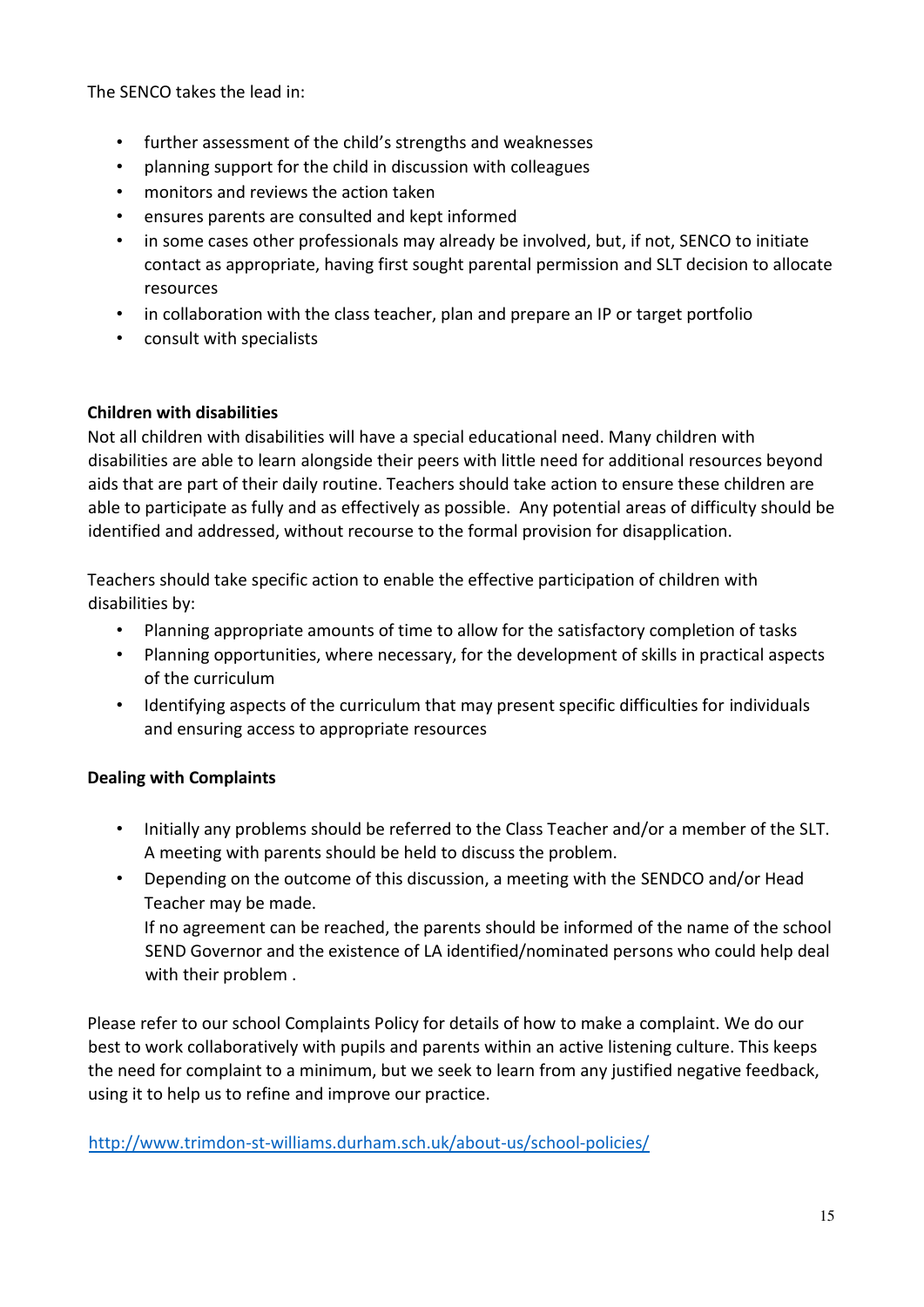The SENCO takes the lead in:

- further assessment of the child's strengths and weaknesses
- planning support for the child in discussion with colleagues
- monitors and reviews the action taken
- ensures parents are consulted and kept informed
- in some cases other professionals may already be involved, but, if not, SENCO to initiate contact as appropriate, having first sought parental permission and SLT decision to allocate resources
- in collaboration with the class teacher, plan and prepare an IP or target portfolio
- consult with specialists

**Children with disabilities**

Not all children with disabilities will have a special educational need. Many children with disabilities are able to learn alongside their peers with little need for additional resources beyond aids that are part of their daily routine. Teachers should take action to ensure these children are able to participate as fully and as effectively as possible. Any potential areas of difficulty should be identified and addressed, without recourse to the formal provision for disapplication.

Teachers should take specific action to enable the effective participation of children with disabilities by:

- Planning appropriate amounts of time to allow for the satisfactory completion of tasks
- Planning opportunities, where necessary, for the development of skills in practical aspects of the curriculum
- Identifying aspects of the curriculum that may present specific difficulties for individuals and ensuring access to appropriate resources

**Dealing with Complaints**

- Initially any problems should be referred to the Class Teacher and/or a member of the SLT. A meeting with parents should be held to discuss the problem.
- Depending on the outcome of this discussion, a meeting with the SENDCO and/or Head Teacher may be made.
  If no agreement can be reached, the parents should be informed of the name of the school SEND Governor and the existence of LA identified/nominated persons who could help deal with their problem .

Please refer to our school Complaints Policy for details of how to make a complaint. We do our best to work collaboratively with pupils and parents within an active listening culture. This keeps the need for complaint to a minimum, but we seek to learn from any justified negative feedback, using it to help us to refine and improve our practice.

http://www.trimdon-st-williams.durham.sch.uk/about-us/school-policies/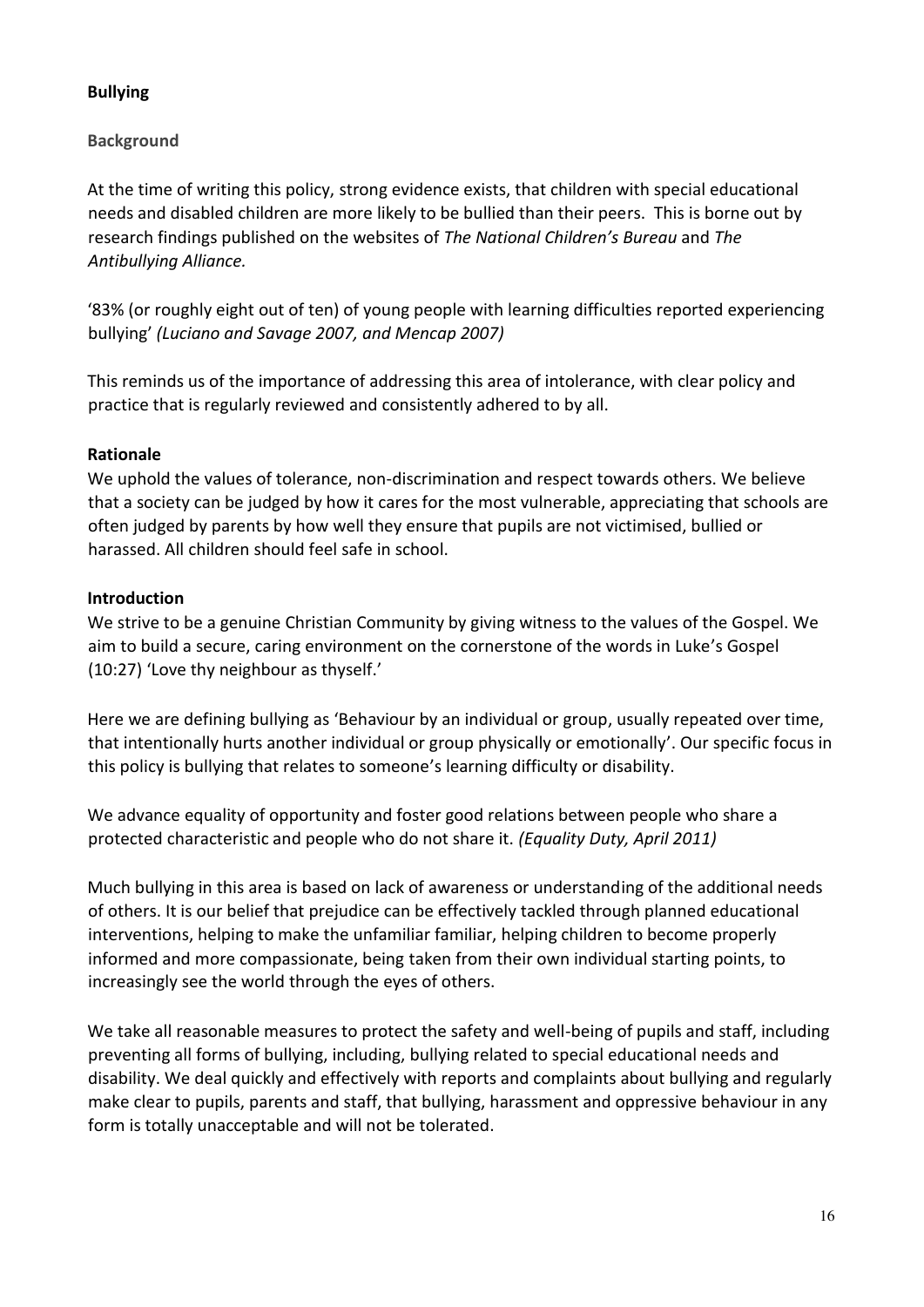## Bullying

### Background

At the time of writing this policy, strong evidence exists, that children with special educational needs and disabled children are more likely to be bullied than their peers. This is borne out by research findings published on the websites of *The National Children's Bureau* and *The Antibullying Alliance.*

'83% (or roughly eight out of ten) of young people with learning difficulties reported experiencing bullying' *(Luciano and Savage 2007, and Mencap 2007)*

This reminds us of the importance of addressing this area of intolerance, with clear policy and practice that is regularly reviewed and consistently adhered to by all.

### Rationale

We uphold the values of tolerance, non-discrimination and respect towards others. We believe that a society can be judged by how it cares for the most vulnerable, appreciating that schools are often judged by parents by how well they ensure that pupils are not victimised, bullied or harassed. All children should feel safe in school.

### Introduction

We strive to be a genuine Christian Community by giving witness to the values of the Gospel. We aim to build a secure, caring environment on the cornerstone of the words in Luke's Gospel (10:27) 'Love thy neighbour as thyself.'

Here we are defining bullying as 'Behaviour by an individual or group, usually repeated over time, that intentionally hurts another individual or group physically or emotionally'. Our specific focus in this policy is bullying that relates to someone's learning difficulty or disability.

We advance equality of opportunity and foster good relations between people who share a protected characteristic and people who do not share it. *(Equality Duty, April 2011)*

Much bullying in this area is based on lack of awareness or understanding of the additional needs of others. It is our belief that prejudice can be effectively tackled through planned educational interventions, helping to make the unfamiliar familiar, helping children to become properly informed and more compassionate, being taken from their own individual starting points, to increasingly see the world through the eyes of others.

We take all reasonable measures to protect the safety and well-being of pupils and staff, including preventing all forms of bullying, including, bullying related to special educational needs and disability. We deal quickly and effectively with reports and complaints about bullying and regularly make clear to pupils, parents and staff, that bullying, harassment and oppressive behaviour in any form is totally unacceptable and will not be tolerated.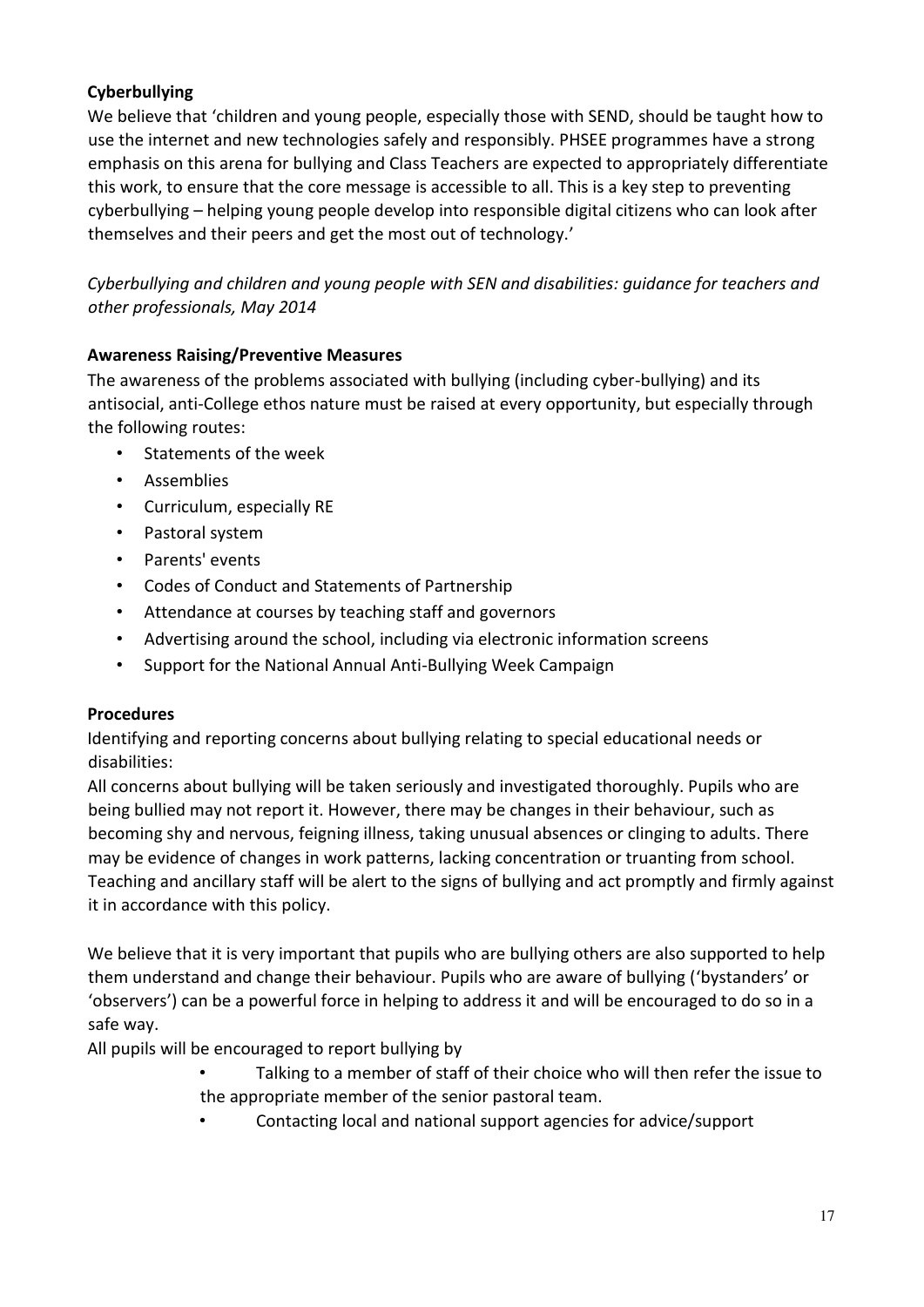**Cyberbullying**

We believe that 'children and young people, especially those with SEND, should be taught how to use the internet and new technologies safely and responsibly. PHSEE programmes have a strong emphasis on this arena for bullying and Class Teachers are expected to appropriately differentiate this work, to ensure that the core message is accessible to all. This is a key step to preventing cyberbullying – helping young people develop into responsible digital citizens who can look after themselves and their peers and get the most out of technology.'

*Cyberbullying and children and young people with SEN and disabilities: guidance for teachers and other professionals, May 2014*

**Awareness Raising/Preventive Measures**

The awareness of the problems associated with bullying (including cyber-bullying) and its antisocial, anti-College ethos nature must be raised at every opportunity, but especially through the following routes:

- Statements of the week
- Assemblies
- Curriculum, especially RE
- Pastoral system
- Parents' events
- Codes of Conduct and Statements of Partnership
- Attendance at courses by teaching staff and governors
- Advertising around the school, including via electronic information screens
- Support for the National Annual Anti-Bullying Week Campaign

**Procedures**

Identifying and reporting concerns about bullying relating to special educational needs or disabilities:

All concerns about bullying will be taken seriously and investigated thoroughly. Pupils who are being bullied may not report it. However, there may be changes in their behaviour, such as becoming shy and nervous, feigning illness, taking unusual absences or clinging to adults. There may be evidence of changes in work patterns, lacking concentration or truanting from school. Teaching and ancillary staff will be alert to the signs of bullying and act promptly and firmly against it in accordance with this policy.

We believe that it is very important that pupils who are bullying others are also supported to help them understand and change their behaviour. Pupils who are aware of bullying ('bystanders' or 'observers') can be a powerful force in helping to address it and will be encouraged to do so in a safe way.

All pupils will be encouraged to report bullying by

- Talking to a member of staff of their choice who will then refer the issue to the appropriate member of the senior pastoral team.
- Contacting local and national support agencies for advice/support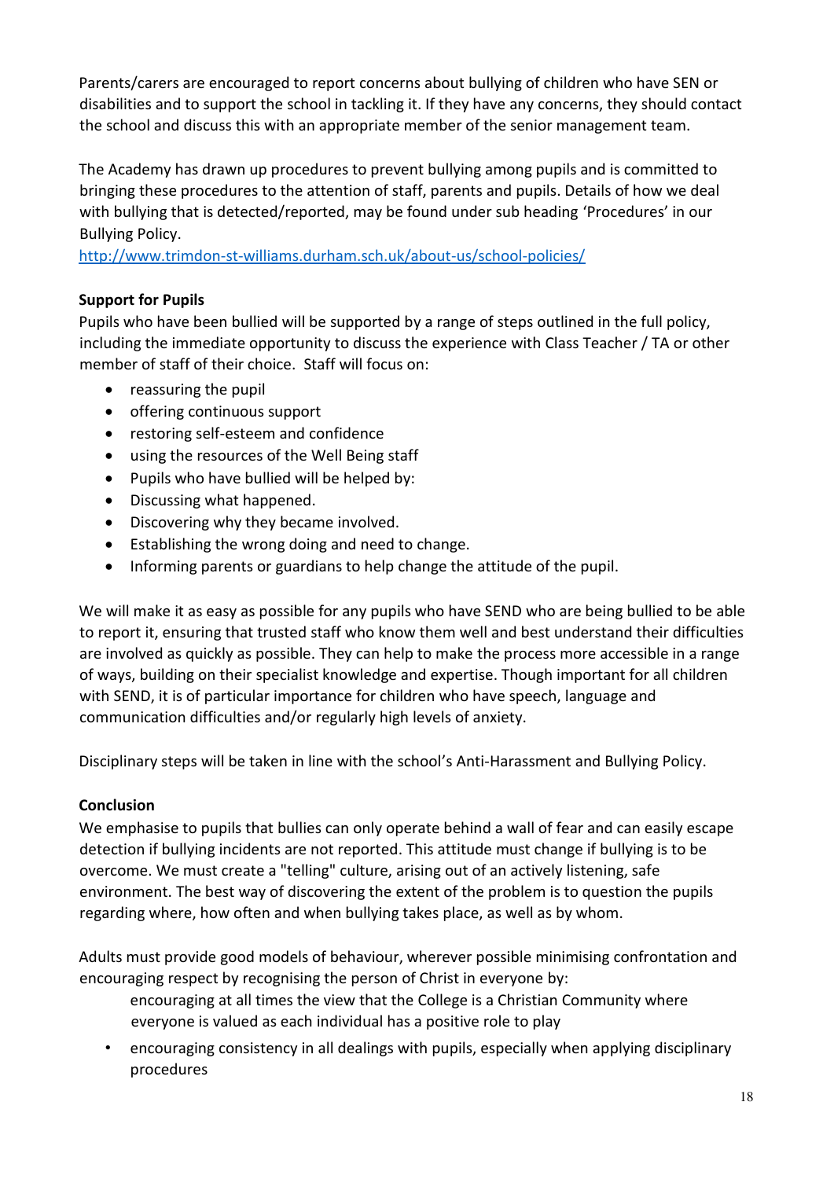Parents/carers are encouraged to report concerns about bullying of children who have SEN or disabilities and to support the school in tackling it. If they have any concerns, they should contact the school and discuss this with an appropriate member of the senior management team.

The Academy has drawn up procedures to prevent bullying among pupils and is committed to bringing these procedures to the attention of staff, parents and pupils. Details of how we deal with bullying that is detected/reported, may be found under sub heading 'Procedures' in our Bullying Policy.
[http://www.trimdon-st-williams.durham.sch.uk/about-us/school-policies/](http://www.trimdon-st-williams.durham.sch.uk/about-us/school-policies/)

**Support for Pupils**

Pupils who have been bullied will be supported by a range of steps outlined in the full policy, including the immediate opportunity to discuss the experience with Class Teacher / TA or other member of staff of their choice. Staff will focus on:

- reassuring the pupil
- offering continuous support
- restoring self-esteem and confidence
- using the resources of the Well Being staff
- Pupils who have bullied will be helped by:
- Discussing what happened.
- Discovering why they became involved.
- Establishing the wrong doing and need to change.
- Informing parents or guardians to help change the attitude of the pupil.

We will make it as easy as possible for any pupils who have SEND who are being bullied to be able to report it, ensuring that trusted staff who know them well and best understand their difficulties are involved as quickly as possible. They can help to make the process more accessible in a range of ways, building on their specialist knowledge and expertise. Though important for all children with SEND, it is of particular importance for children who have speech, language and communication difficulties and/or regularly high levels of anxiety.

Disciplinary steps will be taken in line with the school's Anti-Harassment and Bullying Policy.

**Conclusion**

We emphasise to pupils that bullies can only operate behind a wall of fear and can easily escape detection if bullying incidents are not reported. This attitude must change if bullying is to be overcome. We must create a "telling" culture, arising out of an actively listening, safe environment. The best way of discovering the extent of the problem is to question the pupils regarding where, how often and when bullying takes place, as well as by whom.

Adults must provide good models of behaviour, wherever possible minimising confrontation and encouraging respect by recognising the person of Christ in everyone by:

encouraging at all times the view that the College is a Christian Community where everyone is valued as each individual has a positive role to play

- encouraging consistency in all dealings with pupils, especially when applying disciplinary procedures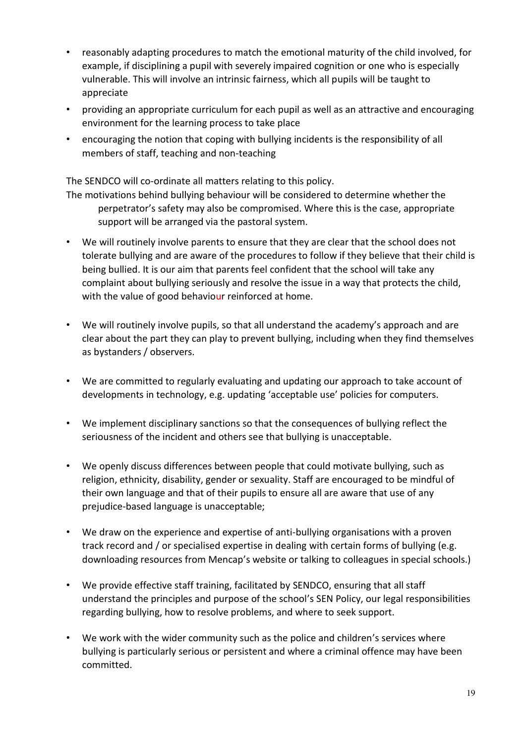- reasonably adapting procedures to match the emotional maturity of the child involved, for example, if disciplining a pupil with severely impaired cognition or one who is especially vulnerable. This will involve an intrinsic fairness, which all pupils will be taught to appreciate
- providing an appropriate curriculum for each pupil as well as an attractive and encouraging environment for the learning process to take place
- encouraging the notion that coping with bullying incidents is the responsibility of all members of staff, teaching and non-teaching

The SENDCO will co-ordinate all matters relating to this policy.

The motivations behind bullying behaviour will be considered to determine whether the perpetrator's safety may also be compromised. Where this is the case, appropriate support will be arranged via the pastoral system.

- We will routinely involve parents to ensure that they are clear that the school does not tolerate bullying and are aware of the procedures to follow if they believe that their child is being bullied. It is our aim that parents feel confident that the school will take any complaint about bullying seriously and resolve the issue in a way that protects the child, with the value of good behaviour reinforced at home.

- We will routinely involve pupils, so that all understand the academy's approach and are clear about the part they can play to prevent bullying, including when they find themselves as bystanders / observers.

- We are committed to regularly evaluating and updating our approach to take account of developments in technology, e.g. updating 'acceptable use' policies for computers.

- We implement disciplinary sanctions so that the consequences of bullying reflect the seriousness of the incident and others see that bullying is unacceptable.

- We openly discuss differences between people that could motivate bullying, such as religion, ethnicity, disability, gender or sexuality. Staff are encouraged to be mindful of their own language and that of their pupils to ensure all are aware that use of any prejudice-based language is unacceptable;

- We draw on the experience and expertise of anti-bullying organisations with a proven track record and / or specialised expertise in dealing with certain forms of bullying (e.g. downloading resources from Mencap's website or talking to colleagues in special schools.)

- We provide effective staff training, facilitated by SENDCO, ensuring that all staff understand the principles and purpose of the school's SEN Policy, our legal responsibilities regarding bullying, how to resolve problems, and where to seek support.

- We work with the wider community such as the police and children's services where bullying is particularly serious or persistent and where a criminal offence may have been committed.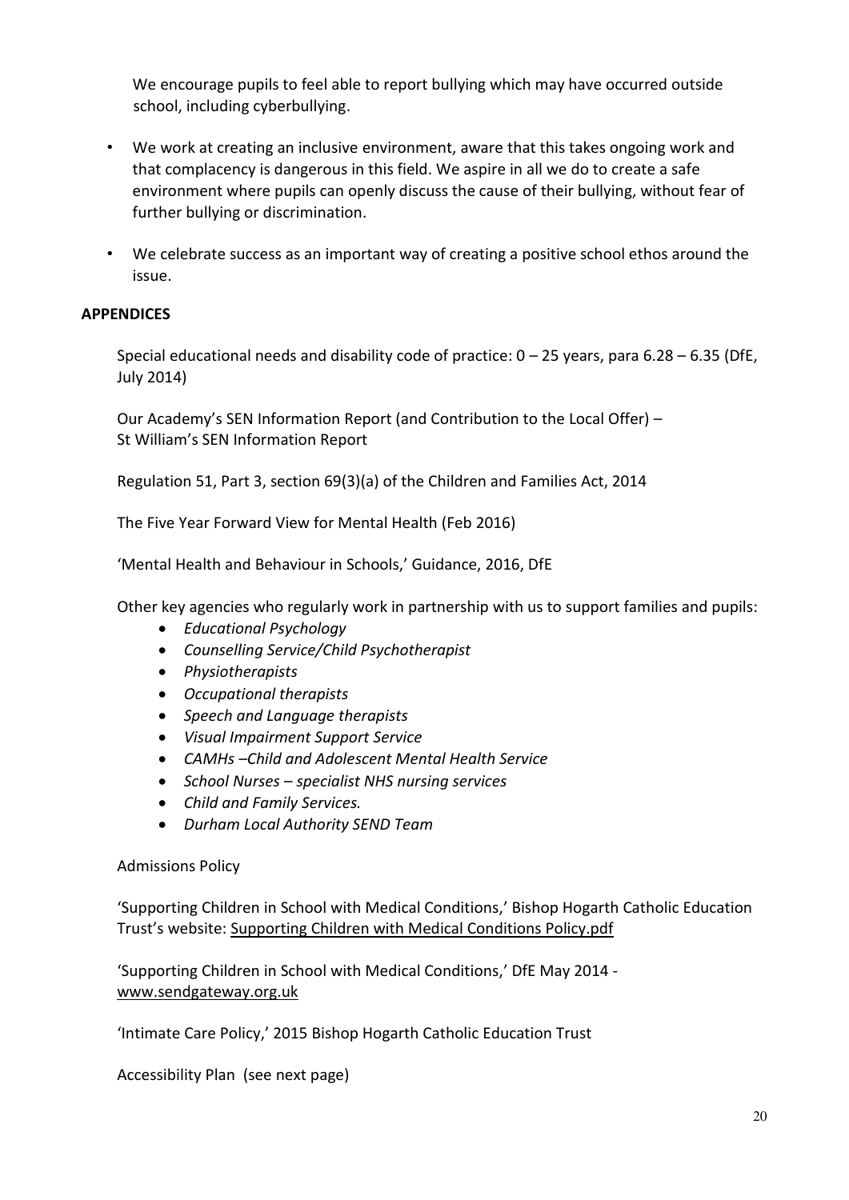We encourage pupils to feel able to report bullying which may have occurred outside school, including cyberbullying.

- We work at creating an inclusive environment, aware that this takes ongoing work and that complacency is dangerous in this field. We aspire in all we do to create a safe environment where pupils can openly discuss the cause of their bullying, without fear of further bullying or discrimination.
- We celebrate success as an important way of creating a positive school ethos around the issue.

**APPENDICES**

Special educational needs and disability code of practice: 0 – 25 years, para 6.28 – 6.35 (DfE, July 2014)

Our Academy's SEN Information Report (and Contribution to the Local Offer) – St William's SEN Information Report

Regulation 51, Part 3, section 69(3)(a) of the Children and Families Act, 2014

The Five Year Forward View for Mental Health (Feb 2016)

'Mental Health and Behaviour in Schools,' Guidance, 2016, DfE

Other key agencies who regularly work in partnership with us to support families and pupils:

- *Educational Psychology*
- *Counselling Service/Child Psychotherapist*
- *Physiotherapists*
- *Occupational therapists*
- *Speech and Language therapists*
- *Visual Impairment Support Service*
- *CAMHs –Child and Adolescent Mental Health Service*
- *School Nurses – specialist NHS nursing services*
- *Child and Family Services.*
- *Durham Local Authority SEND Team*

Admissions Policy

'Supporting Children in School with Medical Conditions,' Bishop Hogarth Catholic Education Trust's website: Supporting Children with Medical Conditions Policy.pdf

'Supporting Children in School with Medical Conditions,' DfE May 2014 - www.sendgateway.org.uk

'Intimate Care Policy,' 2015 Bishop Hogarth Catholic Education Trust

Accessibility Plan (see next page)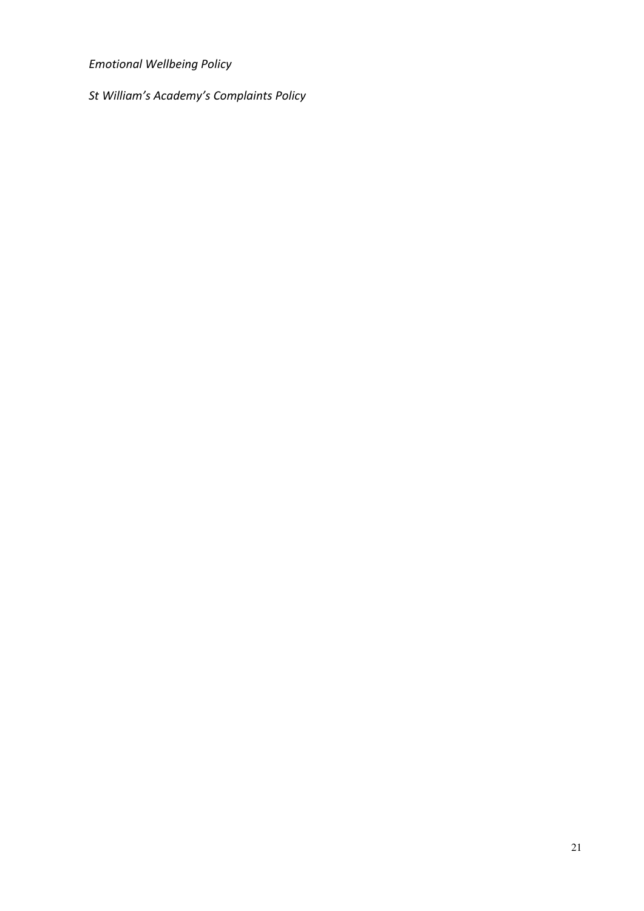*Emotional Wellbeing Policy*

*St William's Academy's Complaints Policy*